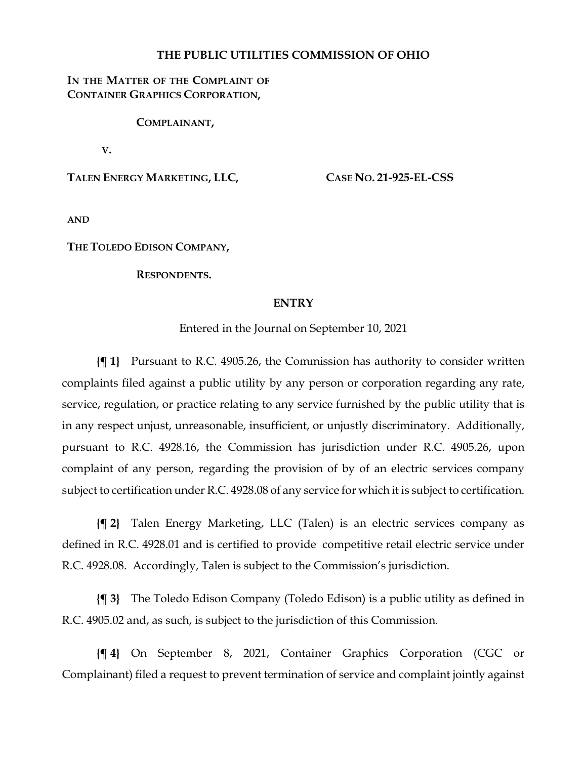# THE PUBLIC UTILITIES COMMISSION OF OHIO

**IN THE MATTER OF THE COMPLAINT OF CONTAINER GRAPHICS CORPORATION,**

**COMPLAINANT,**

**V.**

**TALEN ENERGY MARKETING, LLC,** **CASE NO. 21-925-EL-CSS**

**AND**

**THE TOLEDO EDISON COMPANY,**

**RESPONDENTS.**

## ENTRY

Entered in the Journal on September 10, 2021

**{¶ 1}** Pursuant to R.C. 4905.26, the Commission has authority to consider written complaints filed against a public utility by any person or corporation regarding any rate, service, regulation, or practice relating to any service furnished by the public utility that is in any respect unjust, unreasonable, insufficient, or unjustly discriminatory. Additionally, pursuant to R.C. 4928.16, the Commission has jurisdiction under R.C. 4905.26, upon complaint of any person, regarding the provision of by of an electric services company subject to certification under R.C. 4928.08 of any service for which it is subject to certification.

**{¶ 2}** Talen Energy Marketing, LLC (Talen) is an electric services company as defined in R.C. 4928.01 and is certified to provide competitive retail electric service under R.C. 4928.08. Accordingly, Talen is subject to the Commission's jurisdiction.

**{¶ 3}** The Toledo Edison Company (Toledo Edison) is a public utility as defined in R.C. 4905.02 and, as such, is subject to the jurisdiction of this Commission.

**{¶ 4}** On September 8, 2021, Container Graphics Corporation (CGC or Complainant) filed a request to prevent termination of service and complaint jointly against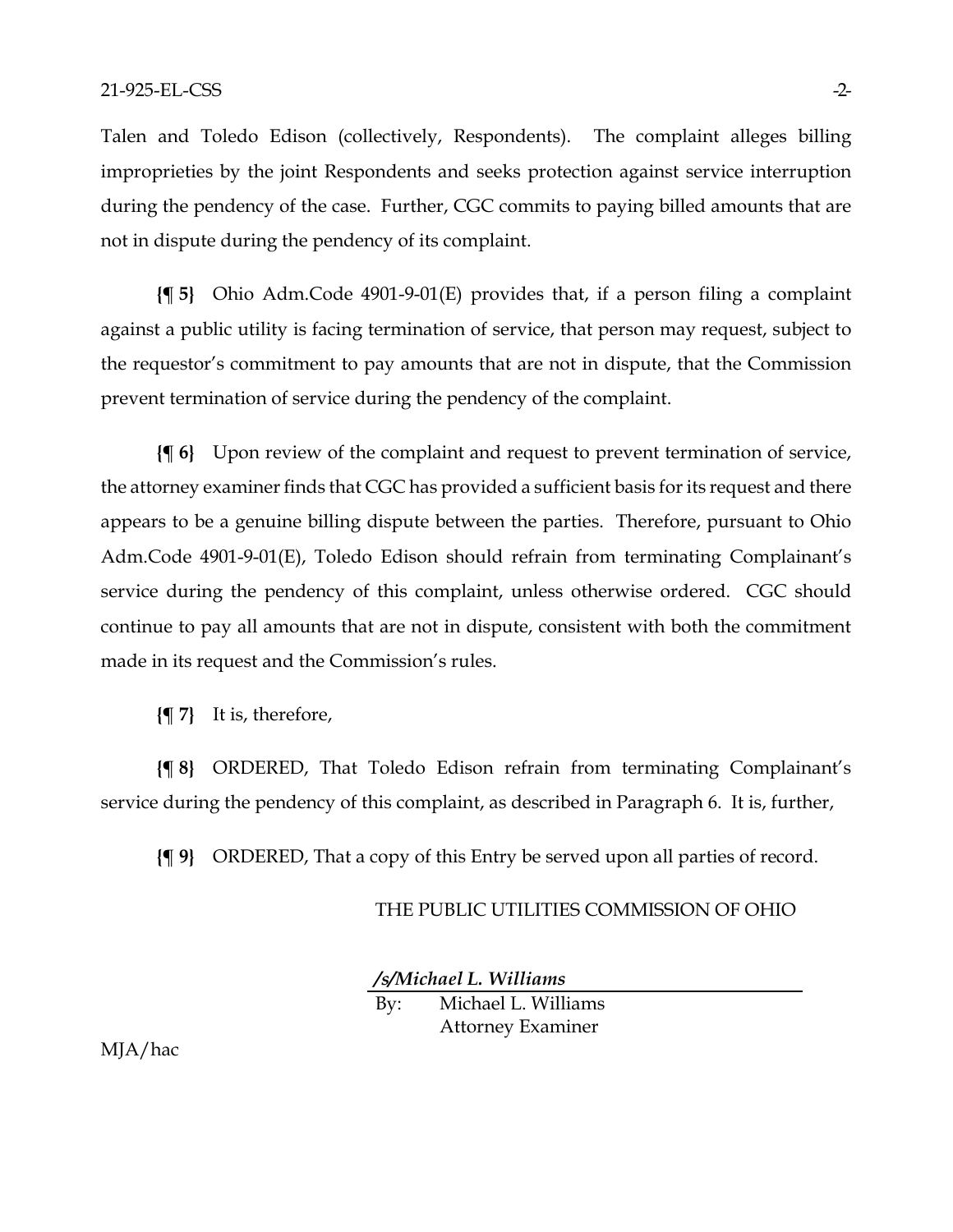Talen and Toledo Edison (collectively, Respondents). The complaint alleges billing improprieties by the joint Respondents and seeks protection against service interruption during the pendency of the case. Further, CGC commits to paying billed amounts that are not in dispute during the pendency of its complaint.

**{¶ 5}** Ohio Adm.Code 4901-9-01(E) provides that, if a person filing a complaint against a public utility is facing termination of service, that person may request, subject to the requestor's commitment to pay amounts that are not in dispute, that the Commission prevent termination of service during the pendency of the complaint.

**{¶ 6}** Upon review of the complaint and request to prevent termination of service, the attorney examiner finds that CGC has provided a sufficient basis for its request and there appears to be a genuine billing dispute between the parties. Therefore, pursuant to Ohio Adm.Code 4901-9-01(E), Toledo Edison should refrain from terminating Complainant's service during the pendency of this complaint, unless otherwise ordered. CGC should continue to pay all amounts that are not in dispute, consistent with both the commitment made in its request and the Commission's rules.

**{¶ 7}** It is, therefore,

**{¶ 8}** ORDERED, That Toledo Edison refrain from terminating Complainant's service during the pendency of this complaint, as described in Paragraph 6. It is, further,

**{¶ 9}** ORDERED, That a copy of this Entry be served upon all parties of record.

THE PUBLIC UTILITIES COMMISSION OF OHIO

***/s/Michael L. Williams***

By: Michael L. Williams
Attorney Examiner

MJA/hac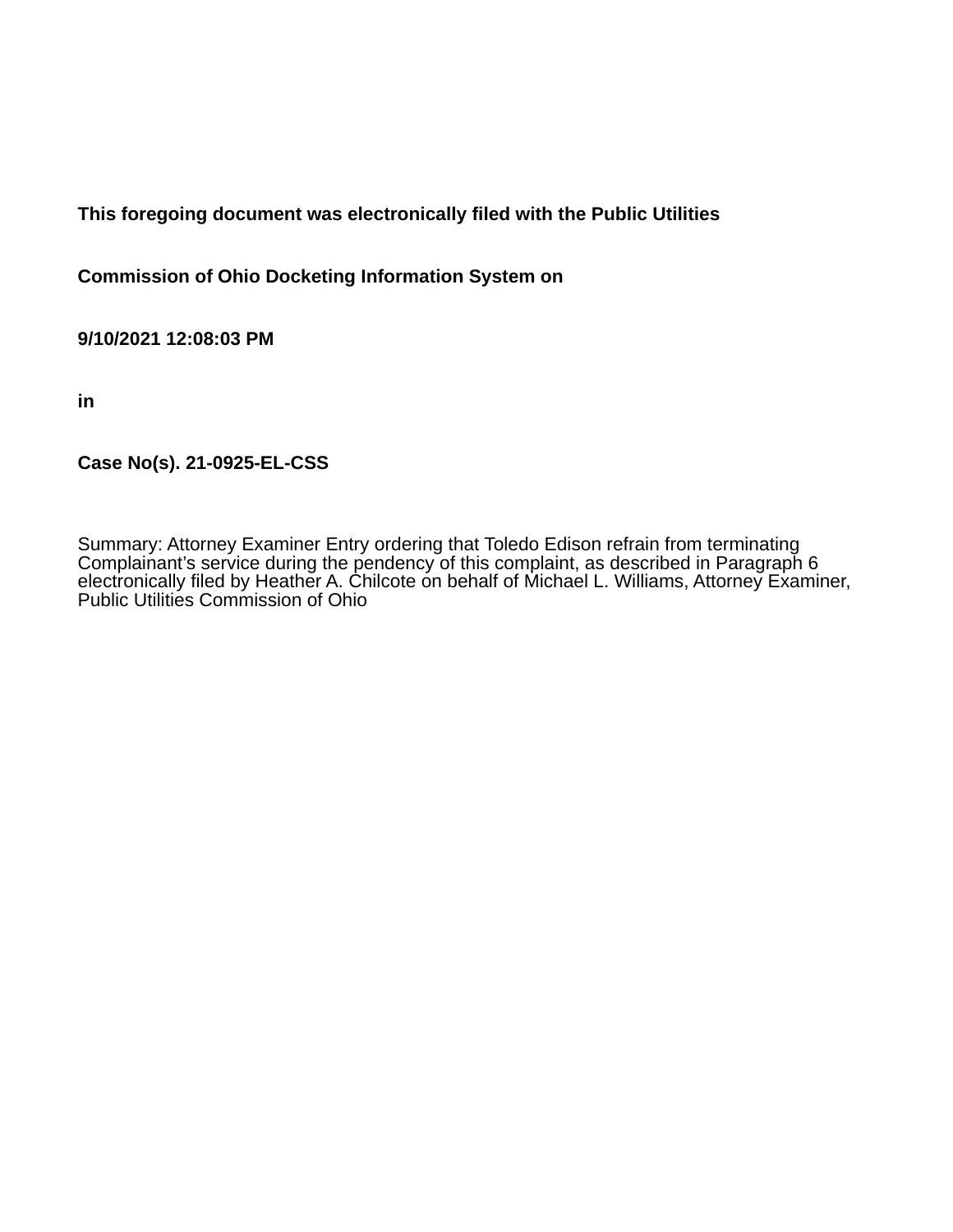**This foregoing document was electronically filed with the Public Utilities**

**Commission of Ohio Docketing Information System on**

**9/10/2021 12:08:03 PM**

**in**

**Case No(s). 21-0925-EL-CSS**

Summary: Attorney Examiner Entry ordering that Toledo Edison refrain from terminating Complainant's service during the pendency of this complaint, as described in Paragraph 6 electronically filed by Heather A. Chilcote on behalf of Michael L. Williams, Attorney Examiner, Public Utilities Commission of Ohio